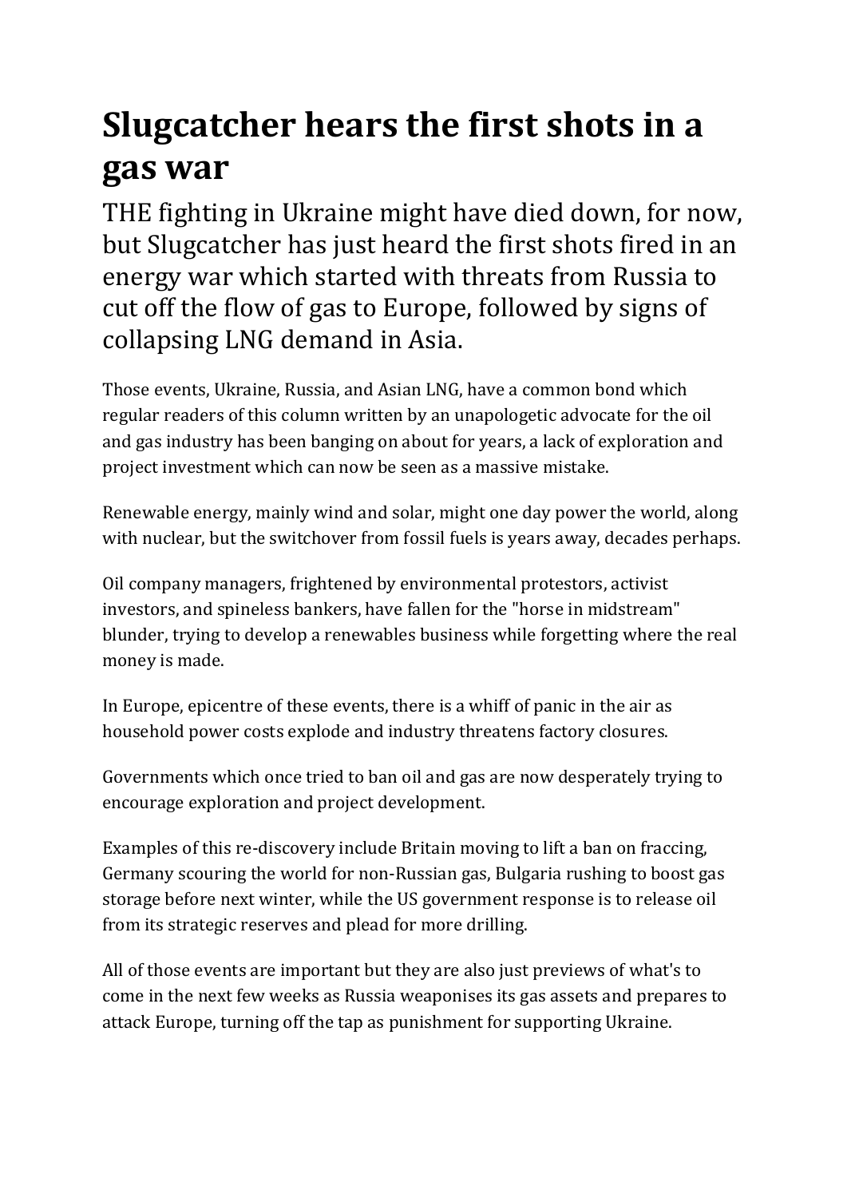# Slugcatcher hears the first shots in a gas war

## THE fighting in Ukraine might have died down, for now, but Slugcatcher has just heard the first shots fired in an energy war which started with threats from Russia to cut off the flow of gas to Europe, followed by signs of collapsing LNG demand in Asia.

Those events, Ukraine, Russia, and Asian LNG, have a common bond which regular readers of this column written by an unapologetic advocate for the oil and gas industry has been banging on about for years, a lack of exploration and project investment which can now be seen as a massive mistake.

Renewable energy, mainly wind and solar, might one day power the world, along with nuclear, but the switchover from fossil fuels is years away, decades perhaps.

Oil company managers, frightened by environmental protestors, activist investors, and spineless bankers, have fallen for the "horse in midstream" blunder, trying to develop a renewables business while forgetting where the real money is made.

In Europe, epicentre of these events, there is a whiff of panic in the air as household power costs explode and industry threatens factory closures.

Governments which once tried to ban oil and gas are now desperately trying to encourage exploration and project development.

Examples of this re-discovery include Britain moving to lift a ban on fraccing, Germany scouring the world for non-Russian gas, Bulgaria rushing to boost gas storage before next winter, while the US government response is to release oil from its strategic reserves and plead for more drilling.

All of those events are important but they are also just previews of what's to come in the next few weeks as Russia weaponises its gas assets and prepares to attack Europe, turning off the tap as punishment for supporting Ukraine.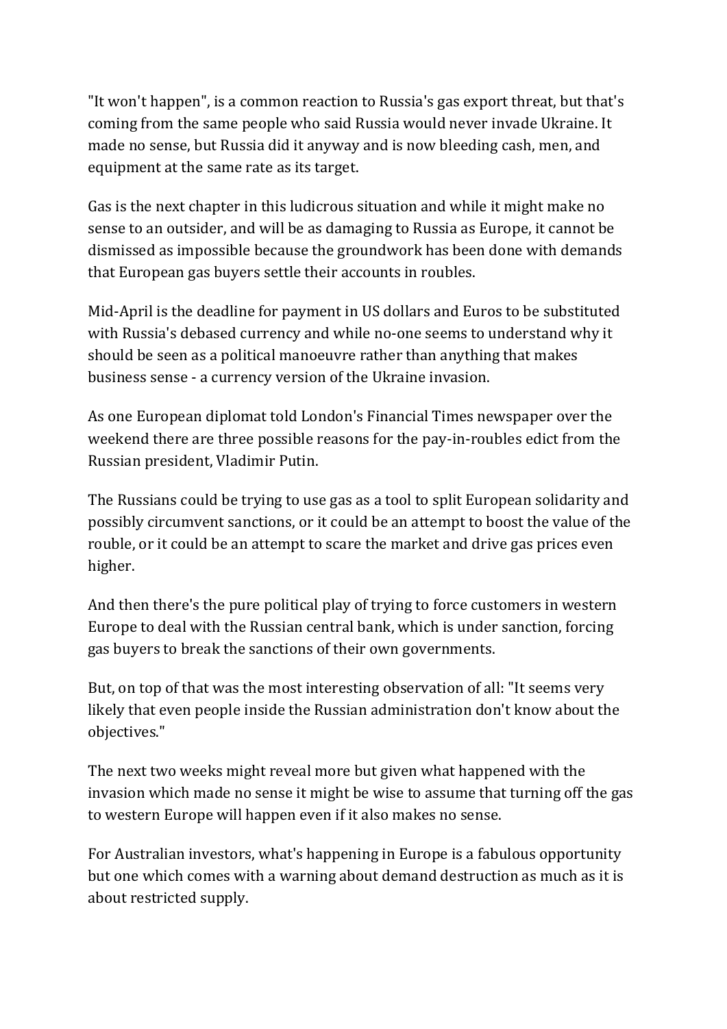"It won't happen", is a common reaction to Russia's gas export threat, but that's coming from the same people who said Russia would never invade Ukraine. It made no sense, but Russia did it anyway and is now bleeding cash, men, and equipment at the same rate as its target.

Gas is the next chapter in this ludicrous situation and while it might make no sense to an outsider, and will be as damaging to Russia as Europe, it cannot be dismissed as impossible because the groundwork has been done with demands that European gas buyers settle their accounts in roubles.

Mid-April is the deadline for payment in US dollars and Euros to be substituted with Russia's debased currency and while no-one seems to understand why it should be seen as a political manoeuvre rather than anything that makes business sense - a currency version of the Ukraine invasion.

As one European diplomat told London's Financial Times newspaper over the weekend there are three possible reasons for the pay-in-roubles edict from the Russian president, Vladimir Putin.

The Russians could be trying to use gas as a tool to split European solidarity and possibly circumvent sanctions, or it could be an attempt to boost the value of the rouble, or it could be an attempt to scare the market and drive gas prices even higher.

And then there's the pure political play of trying to force customers in western Europe to deal with the Russian central bank, which is under sanction, forcing gas buyers to break the sanctions of their own governments.

But, on top of that was the most interesting observation of all: "It seems very likely that even people inside the Russian administration don't know about the objectives."

The next two weeks might reveal more but given what happened with the invasion which made no sense it might be wise to assume that turning off the gas to western Europe will happen even if it also makes no sense.

For Australian investors, what's happening in Europe is a fabulous opportunity but one which comes with a warning about demand destruction as much as it is about restricted supply.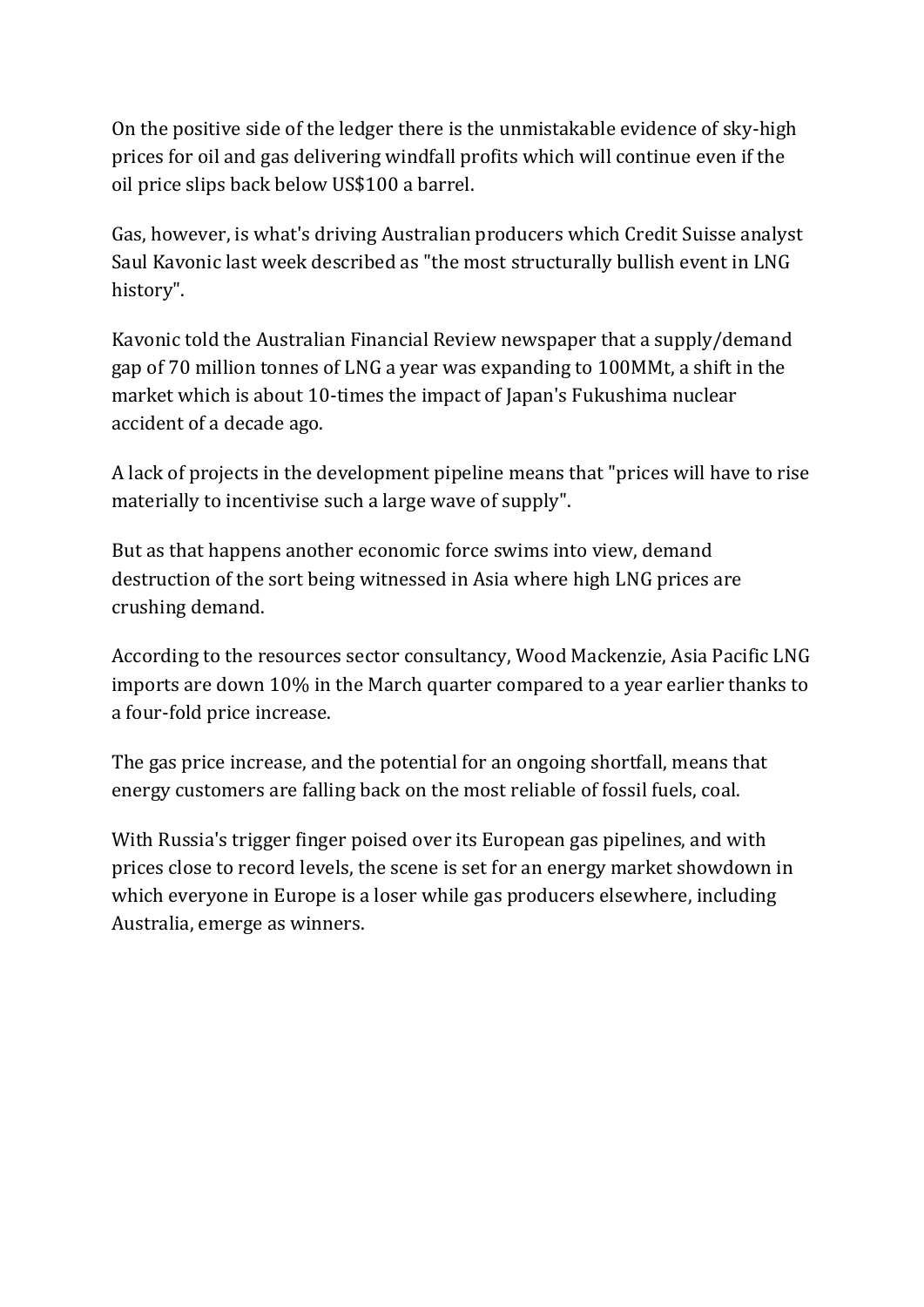On the positive side of the ledger there is the unmistakable evidence of sky-high prices for oil and gas delivering windfall profits which will continue even if the oil price slips back below US$100 a barrel.

Gas, however, is what's driving Australian producers which Credit Suisse analyst Saul Kavonic last week described as "the most structurally bullish event in LNG history".

Kavonic told the Australian Financial Review newspaper that a supply/demand gap of 70 million tonnes of LNG a year was expanding to 100MMt, a shift in the market which is about 10-times the impact of Japan's Fukushima nuclear accident of a decade ago.

A lack of projects in the development pipeline means that "prices will have to rise materially to incentivise such a large wave of supply".

But as that happens another economic force swims into view, demand destruction of the sort being witnessed in Asia where high LNG prices are crushing demand.

According to the resources sector consultancy, Wood Mackenzie, Asia Pacific LNG imports are down 10% in the March quarter compared to a year earlier thanks to a four-fold price increase.

The gas price increase, and the potential for an ongoing shortfall, means that energy customers are falling back on the most reliable of fossil fuels, coal.

With Russia's trigger finger poised over its European gas pipelines, and with prices close to record levels, the scene is set for an energy market showdown in which everyone in Europe is a loser while gas producers elsewhere, including Australia, emerge as winners.